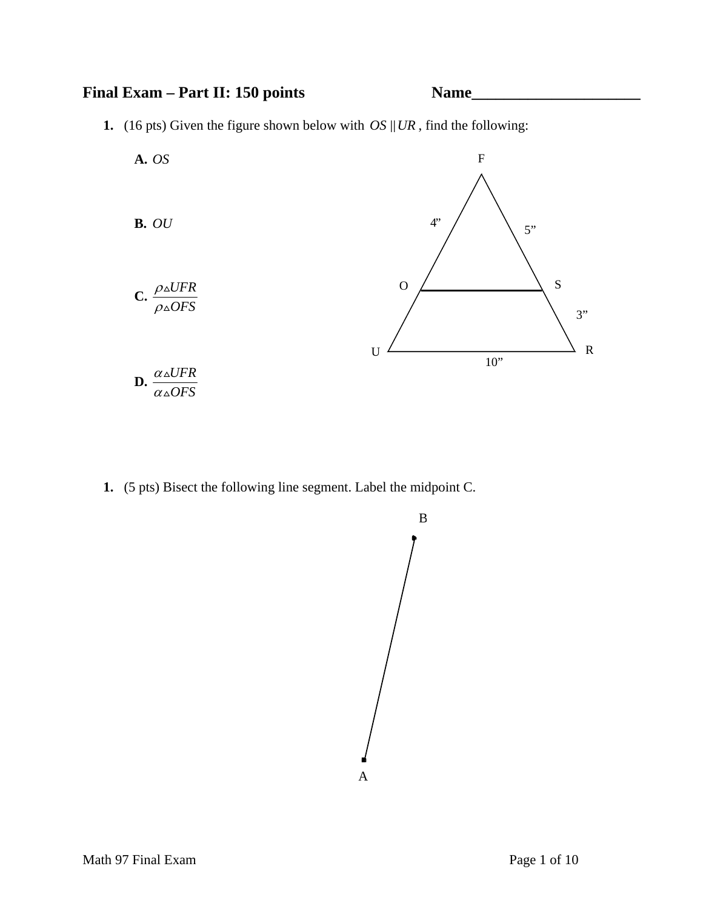## Final Exam – Part II: 150 points Name_____________________

**1.** (16 pts) Given the figure shown below with $OS \parallel UR$, find the following:

**A.** $OS$

**B.** $OU$

**C.** $\dfrac{\rho \triangle UFR}{\rho \triangle OFS}$

**D.** $\dfrac{\alpha \triangle UFR}{\alpha \triangle OFS}$

F

4”

5”

O

S

3”

U

R

10”

**1.** (5 pts) Bisect the following line segment. Label the midpoint C.

B

A

Math 97 Final Exam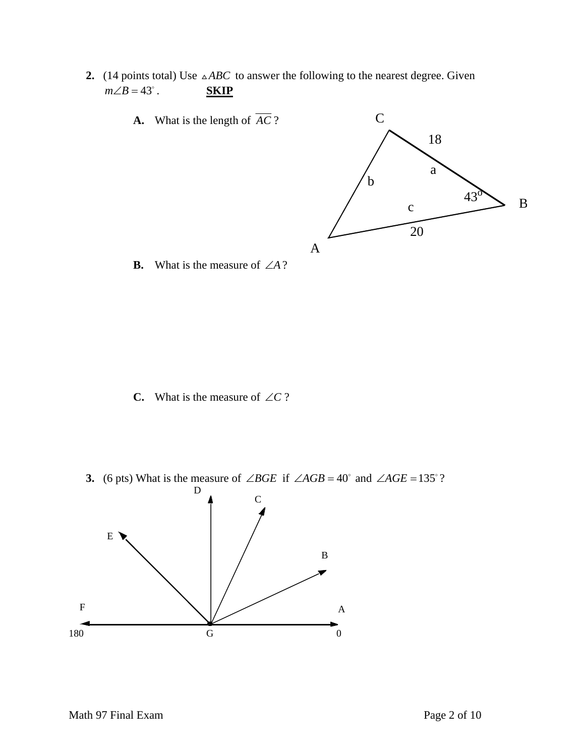**2.** (14 points total) Use $\triangle ABC$ to answer the following to the nearest degree. Given $m\angle B = 43^\circ$. **SKIP**

**A.** What is the length of $\overline{AC}$ ?

**B.** What is the measure of $\angle A$ ?

**C.** What is the measure of $\angle C$ ?

**3.** (6 pts) What is the measure of $\angle BGE$ if $\angle AGB = 40^\circ$ and $\angle AGE = 135^\circ$ ?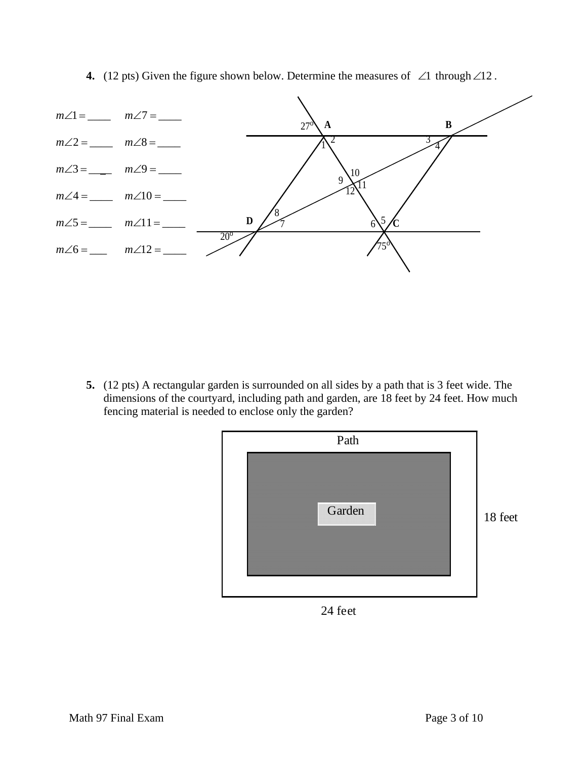**4.** (12 pts) Given the figure shown below. Determine the measures of $\angle 1$ through $\angle 12$.

$m\angle 1 =$ ____ $\quad m\angle 7 =$ ____

$m\angle 2 =$ ____ $\quad m\angle 8 =$ ____

$m\angle 3 =$ ____ $\quad m\angle 9 =$ ____

$m\angle 4 =$ ____ $\quad m\angle 10 =$ ____

$m\angle 5 =$ ____ $\quad m\angle 11 =$ ____

$m\angle 6 =$ ____ $\quad m\angle 12 =$ ____

**5.** (12 pts) A rectangular garden is surrounded on all sides by a path that is 3 feet wide. The dimensions of the courtyard, including path and garden, are 18 feet by 24 feet. How much fencing material is needed to enclose only the garden?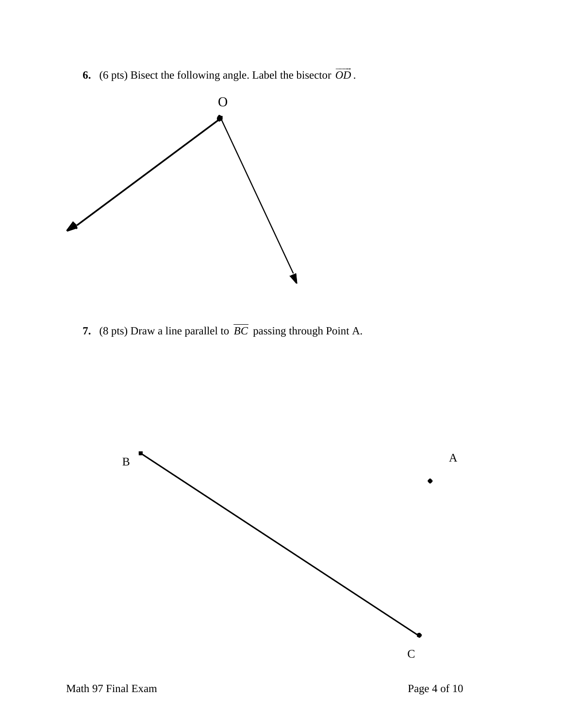**6.** (6 pts) Bisect the following angle. Label the bisector $\overrightarrow{OD}$.

O

**7.** (8 pts) Draw a line parallel to $\overline{BC}$ passing through Point A.

B

A

C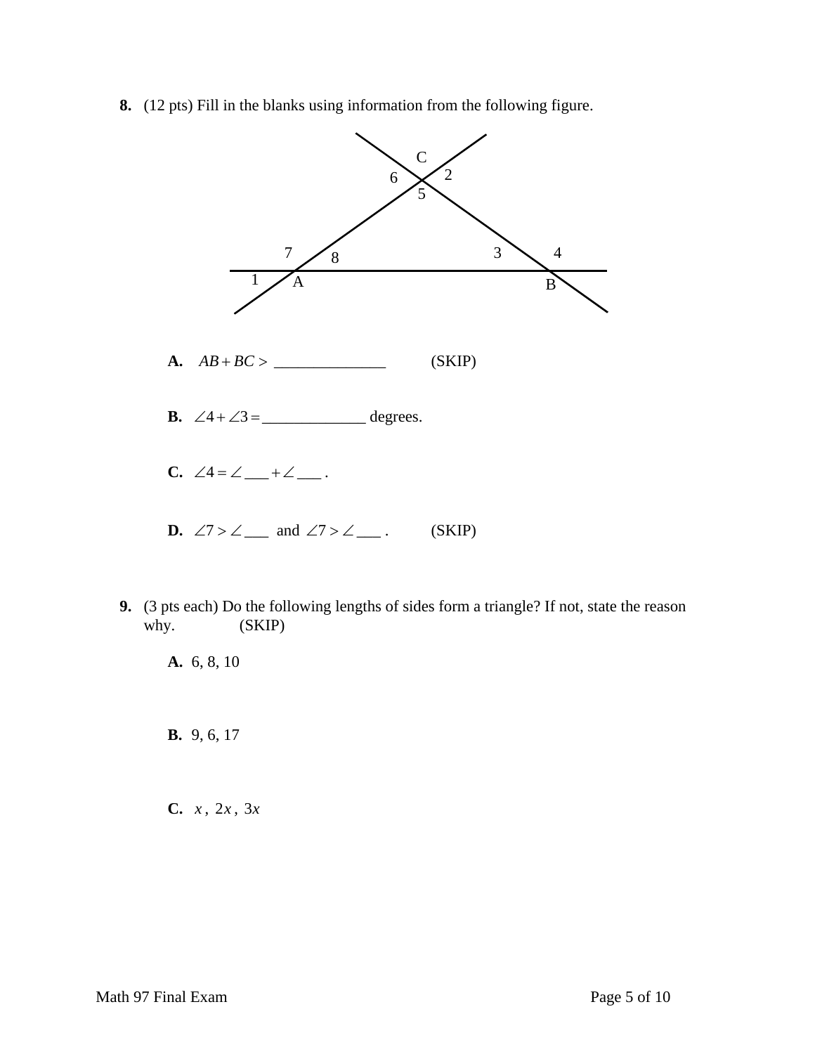**8.** (12 pts) Fill in the blanks using information from the following figure.

**A.** $AB + BC >$ ______________ (SKIP)

**B.** $\angle 4 + \angle 3 =$ _____________ degrees.

**C.** $\angle 4 = \angle$ ___ $+ \angle$ ___ .

**D.** $\angle 7 > \angle$ ___ and $\angle 7 > \angle$ ___ . (SKIP)

**9.** (3 pts each) Do the following lengths of sides form a triangle? If not, state the reason why. (SKIP)

**A.** 6, 8, 10

**B.** 9, 6, 17

**C.** $x$, $2x$, $3x$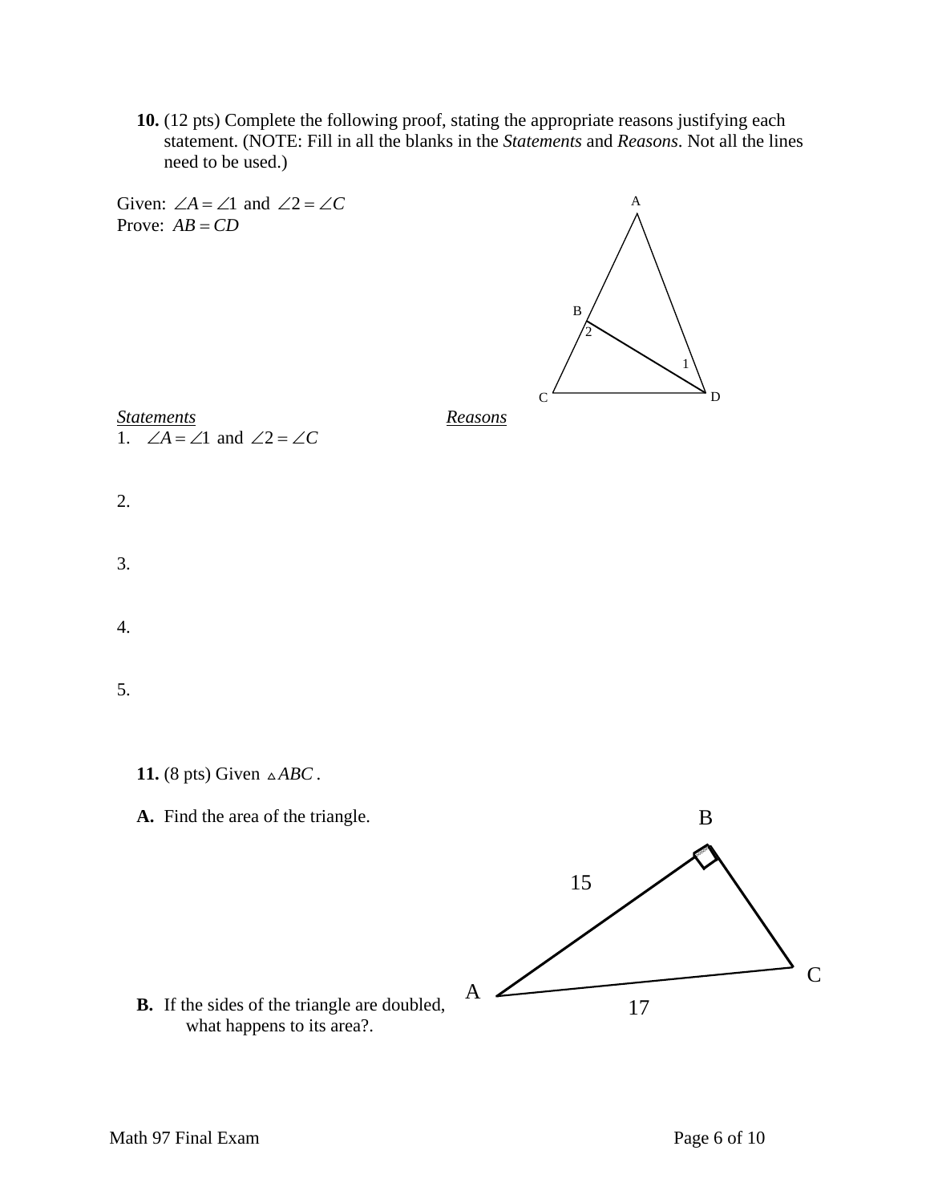**10.** (12 pts) Complete the following proof, stating the appropriate reasons justifying each statement. (NOTE: Fill in all the blanks in the *Statements* and *Reasons*. Not all the lines need to be used.)

Given: $\angle A = \angle 1$ and $\angle 2 = \angle C$

Prove: $AB = CD$

| *Statements* | *Reasons* |
|---|---|
| 1. $\angle A = \angle 1$ and $\angle 2 = \angle C$ | |
| 2. | |
| 3. | |
| 4. | |
| 5. | |

**11.** (8 pts) Given $\triangle ABC$.

**A.** Find the area of the triangle.

**B.** If the sides of the triangle are doubled, what happens to its area?.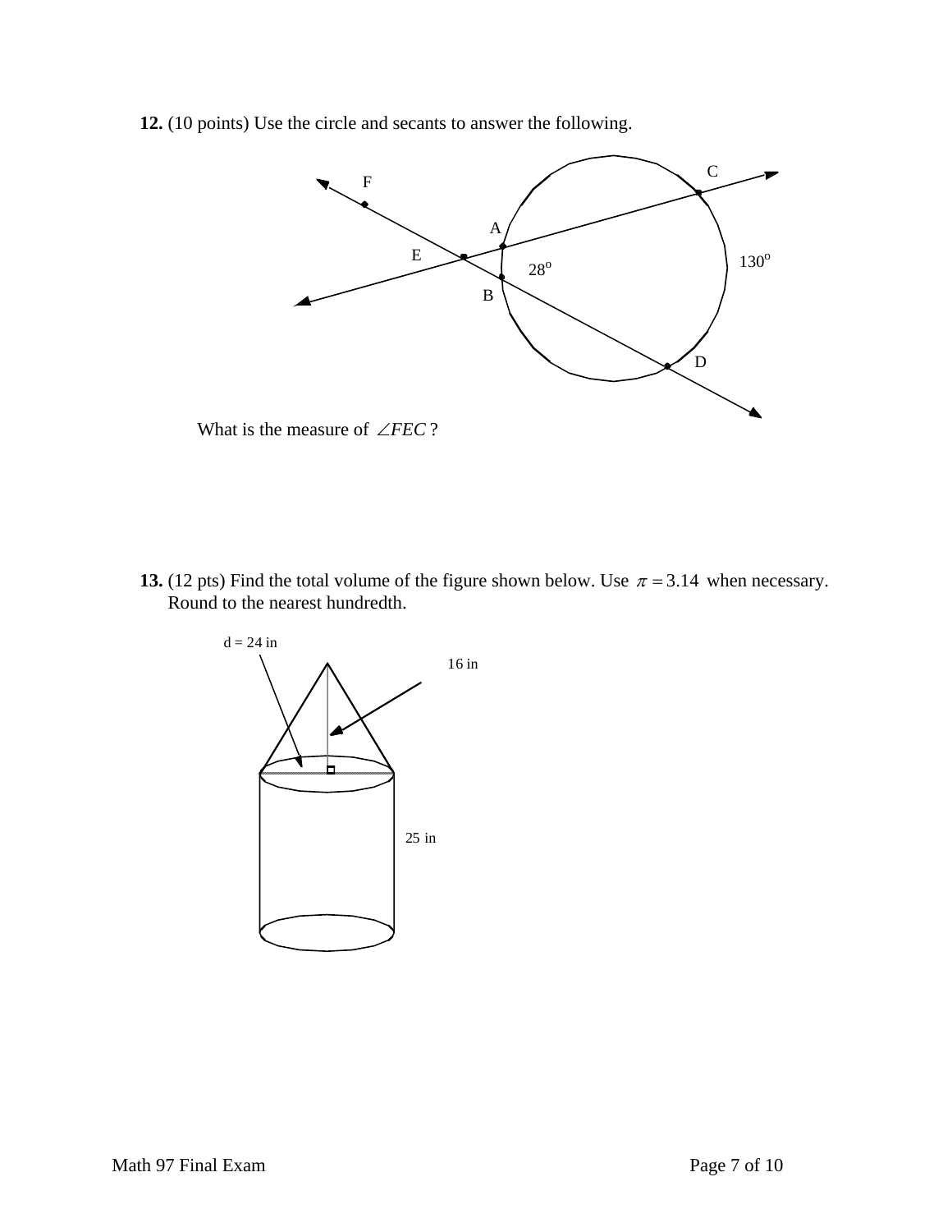**12.** (10 points) Use the circle and secants to answer the following.

What is the measure of $\angle FEC$ ?

**13.** (12 pts) Find the total volume of the figure shown below. Use $\pi = 3.14$ when necessary. Round to the nearest hundredth.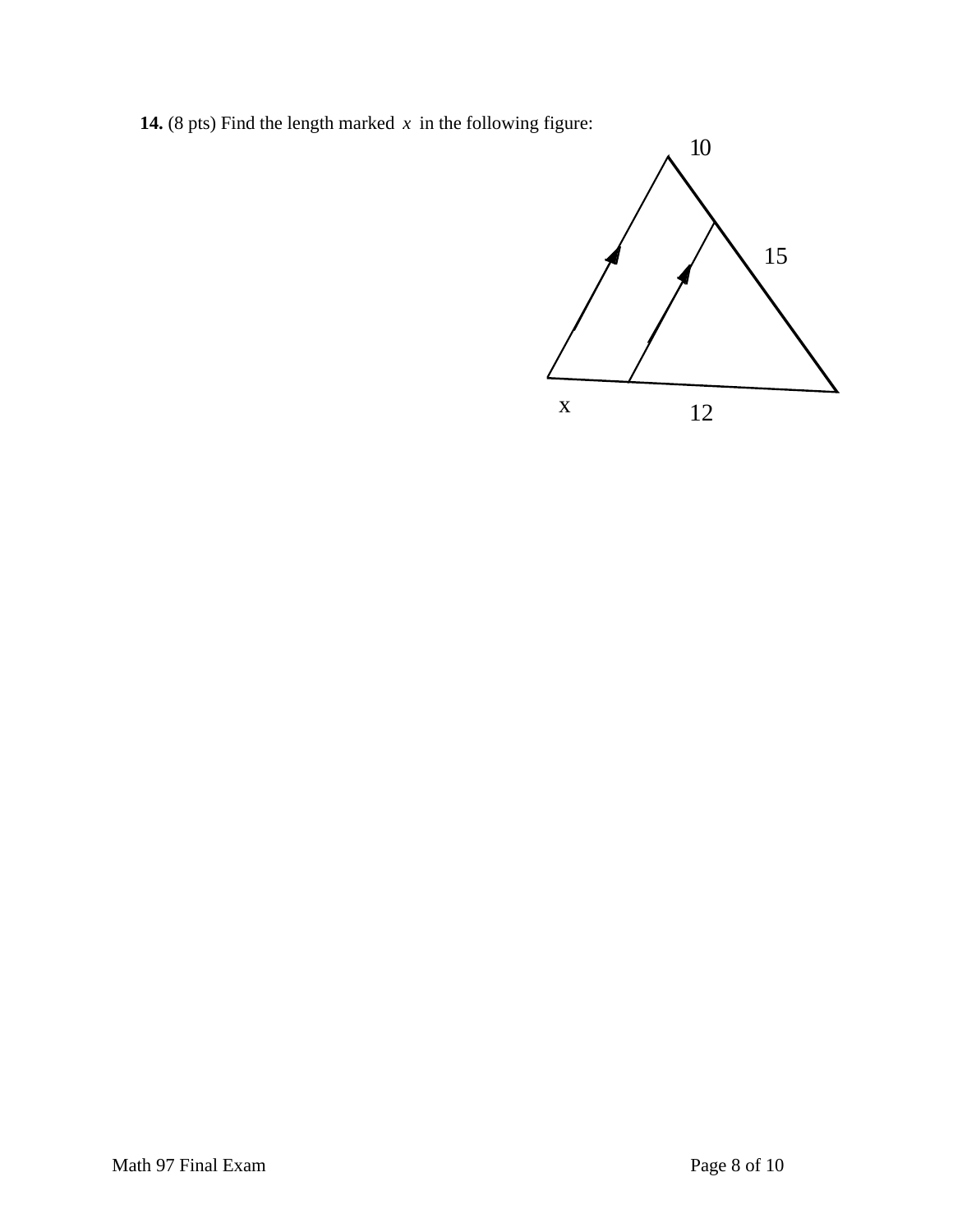**14.** (8 pts) Find the length marked $x$ in the following figure:

10

15

x

12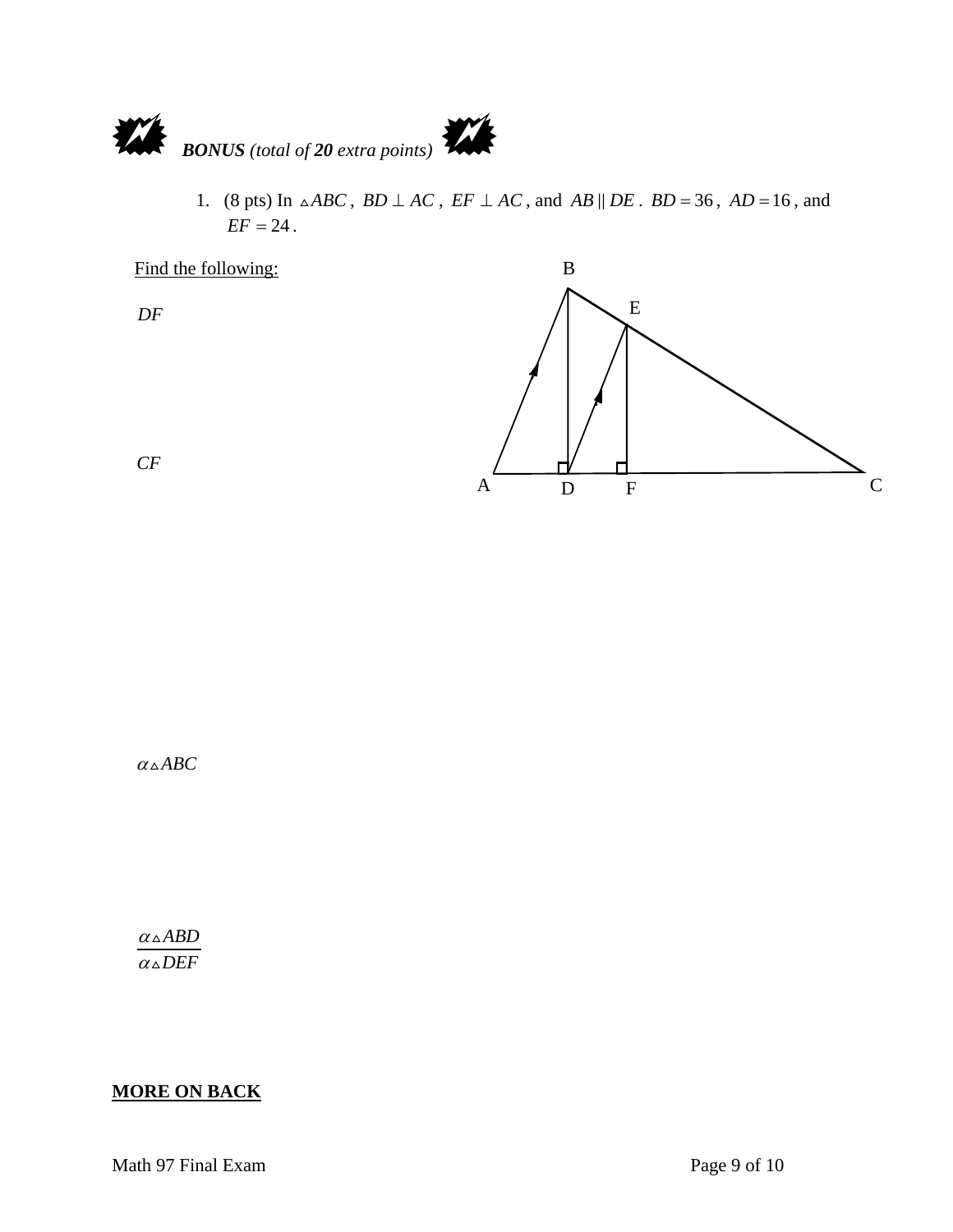## **BONUS** *(total of **20** extra points)*

1. (8 pts) In $\triangle ABC$, $BD \perp AC$, $EF \perp AC$, and $AB \parallel DE$. $BD = 36$, $AD = 16$, and $EF = 24$.

Find the following:

$DF$

$CF$

$\alpha \triangle ABC$

$\dfrac{\alpha \triangle ABD}{\alpha \triangle DEF}$

**MORE ON BACK**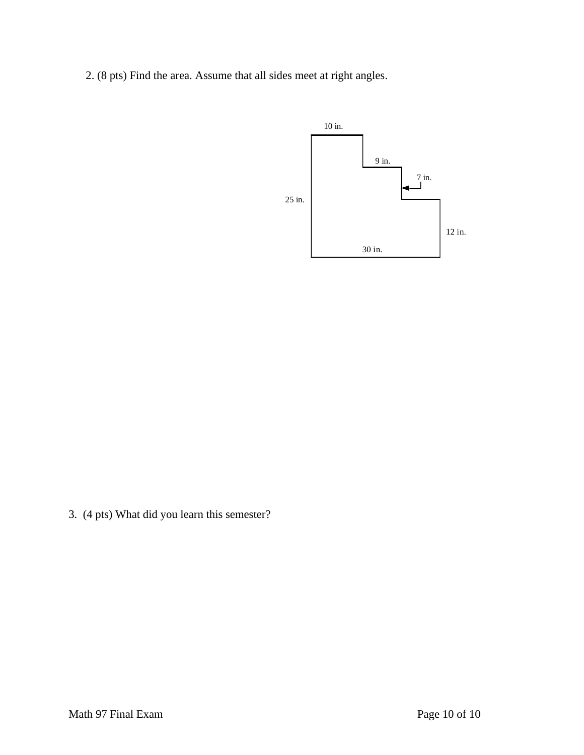2. (8 pts) Find the area. Assume that all sides meet at right angles.

10 in.

9 in.

7 in.

25 in.

12 in.

30 in.

3. (4 pts) What did you learn this semester?

Math 97 Final Exam